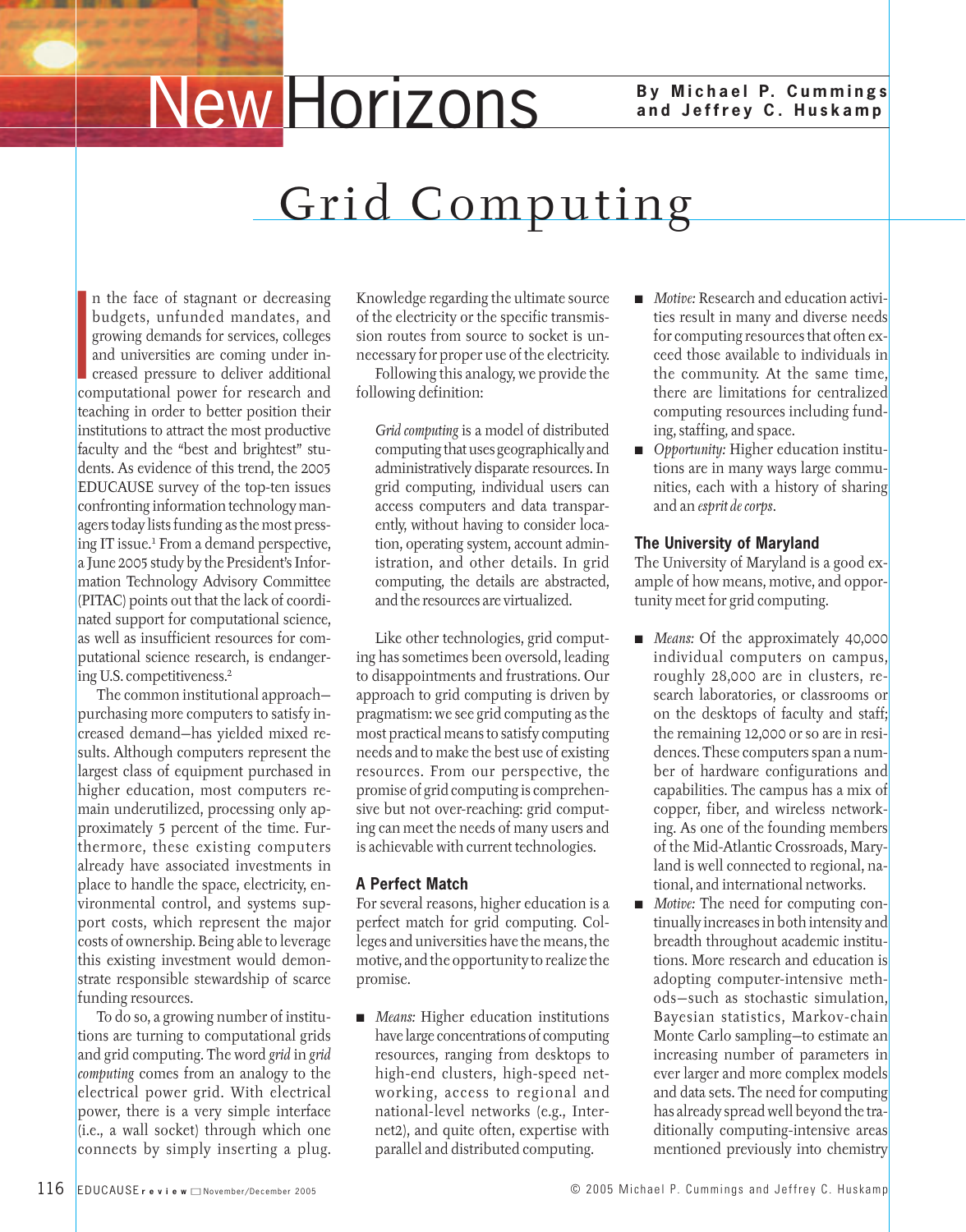# New Horizons

**By Michael P. Cummings and Jeffrey C. Huskamp**

## Grid Computing

In the face of stagnant or decreasing budgets, unfunded mandates, and growing demands for services, colleges and universities are coming under increased pressure to deliver additional computational power for research and teaching in order to better position their institutions to attract the most productive faculty and the "best and brightest" students. As evidence of this trend, the 2005 EDUCAUSE survey of the top-ten issues confronting information technology managers today lists funding as the most pressing IT issue.[1] From a demand perspective, a June 2005 study by the President's Information Technology Advisory Committee (PITAC) points out that the lack of coordinated support for computational science, as well as insufficient resources for computational science research, is endangering U.S. competitiveness.[2]

The common institutional approach—purchasing more computers to satisfy increased demand—has yielded mixed results. Although computers represent the largest class of equipment purchased in higher education, most computers remain underutilized, processing only approximately 5 percent of the time. Furthermore, these existing computers already have associated investments in place to handle the space, electricity, environmental control, and systems support costs, which represent the major costs of ownership. Being able to leverage this existing investment would demonstrate responsible stewardship of scarce funding resources.

To do so, a growing number of institutions are turning to computational grids and grid computing. The word *grid* in *grid computing* comes from an analogy to the electrical power grid. With electrical power, there is a very simple interface (i.e., a wall socket) through which one connects by simply inserting a plug. Knowledge regarding the ultimate source of the electricity or the specific transmission routes from source to socket is unnecessary for proper use of the electricity.

Following this analogy, we provide the following definition:

> *Grid computing* is a model of distributed computing that uses geographically and administratively disparate resources. In grid computing, individual users can access computers and data transparently, without having to consider location, operating system, account administration, and other details. In grid computing, the details are abstracted, and the resources are virtualized.

Like other technologies, grid computing has sometimes been oversold, leading to disappointments and frustrations. Our approach to grid computing is driven by pragmatism: we see grid computing as the most practical means to satisfy computing needs and to make the best use of existing resources. From our perspective, the promise of grid computing is comprehensive but not over-reaching: grid computing can meet the needs of many users and is achievable with current technologies.

### A Perfect Match

For several reasons, higher education is a perfect match for grid computing. Colleges and universities have the means, the motive, and the opportunity to realize the promise.

- *Means:* Higher education institutions have large concentrations of computing resources, ranging from desktops to high-end clusters, high-speed networking, access to regional and national-level networks (e.g., Internet2), and quite often, expertise with parallel and distributed computing.
- *Motive:* Research and education activities result in many and diverse needs for computing resources that often exceed those available to individuals in the community. At the same time, there are limitations for centralized computing resources including funding, staffing, and space.
- *Opportunity:* Higher education institutions are in many ways large communities, each with a history of sharing and an *esprit de corps*.

### The University of Maryland

The University of Maryland is a good example of how means, motive, and opportunity meet for grid computing.

- *Means:* Of the approximately 40,000 individual computers on campus, roughly 28,000 are in clusters, research laboratories, or classrooms or on the desktops of faculty and staff; the remaining 12,000 or so are in residences. These computers span a number of hardware configurations and capabilities. The campus has a mix of copper, fiber, and wireless networking. As one of the founding members of the Mid-Atlantic Crossroads, Maryland is well connected to regional, national, and international networks.
- *Motive:* The need for computing continually increases in both intensity and breadth throughout academic institutions. More research and education is adopting computer-intensive methods—such as stochastic simulation, Bayesian statistics, Markov-chain Monte Carlo sampling—to estimate an increasing number of parameters in ever larger and more complex models and data sets. The need for computing has already spread well beyond the traditionally computing-intensive areas mentioned previously into chemistry

© 2005 Michael P. Cummings and Jeffrey C. Huskamp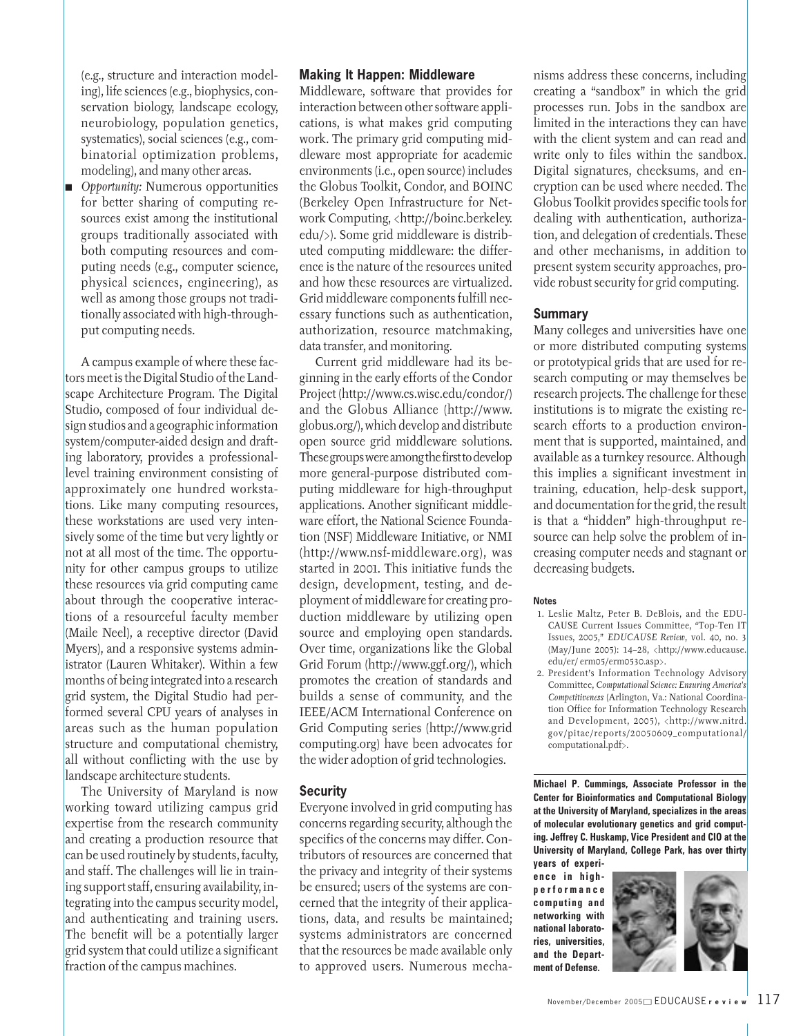(e.g., structure and interaction modeling), life sciences (e.g., biophysics, conservation biology, landscape ecology, neurobiology, population genetics, systematics), social sciences (e.g., combinatorial optimization problems, modeling), and many other areas.

- *Opportunity:* Numerous opportunities for better sharing of computing resources exist among the institutional groups traditionally associated with both computing resources and computing needs (e.g., computer science, physical sciences, engineering), as well as among those groups not traditionally associated with high-throughput computing needs.

A campus example of where these factors meet is the Digital Studio of the Landscape Architecture Program. The Digital Studio, composed of four individual design studios and a geographic information system/computer-aided design and drafting laboratory, provides a professional-level training environment consisting of approximately one hundred workstations. Like many computing resources, these workstations are used very intensively some of the time but very lightly or not at all most of the time. The opportunity for other campus groups to utilize these resources via grid computing came about through the cooperative interactions of a resourceful faculty member (Maile Neel), a receptive director (David Myers), and a responsive systems administrator (Lauren Whitaker). Within a few months of being integrated into a research grid system, the Digital Studio had performed several CPU years of analyses in areas such as the human population structure and computational chemistry, all without conflicting with the use by landscape architecture students.

The University of Maryland is now working toward utilizing campus grid expertise from the research community and creating a production resource that can be used routinely by students, faculty, and staff. The challenges will lie in training support staff, ensuring availability, integrating into the campus security model, and authenticating and training users. The benefit will be a potentially larger grid system that could utilize a significant fraction of the campus machines.

## Making It Happen: Middleware

Middleware, software that provides for interaction between other software applications, is what makes grid computing work. The primary grid computing middleware most appropriate for academic environments (i.e., open source) includes the Globus Toolkit, Condor, and BOINC (Berkeley Open Infrastructure for Network Computing, <http://boinc.berkeley.edu/>). Some grid middleware is distributed computing middleware: the difference is the nature of the resources united and how these resources are virtualized. Grid middleware components fulfill necessary functions such as authentication, authorization, resource matchmaking, data transfer, and monitoring.

Current grid middleware had its beginning in the early efforts of the Condor Project (http://www.cs.wisc.edu/condor/) and the Globus Alliance (http://www.globus.org/), which develop and distribute open source grid middleware solutions. These groups were among the first to develop more general-purpose distributed computing middleware for high-throughput applications. Another significant middleware effort, the National Science Foundation (NSF) Middleware Initiative, or NMI (http://www.nsf-middleware.org), was started in 2001. This initiative funds the design, development, testing, and deployment of middleware for creating production middleware by utilizing open source and employing open standards. Over time, organizations like the Global Grid Forum (http://www.ggf.org/), which promotes the creation of standards and builds a sense of community, and the IEEE/ACM International Conference on Grid Computing series (http://www.gridcomputing.org) have been advocates for the wider adoption of grid technologies.

## Security

Everyone involved in grid computing has concerns regarding security, although the specifics of the concerns may differ. Contributors of resources are concerned that the privacy and integrity of their systems be ensured; users of the systems are concerned that the integrity of their applications, data, and results be maintained; systems administrators are concerned that the resources be made available only to approved users. Numerous mechanisms address these concerns, including creating a "sandbox" in which the grid processes run. Jobs in the sandbox are limited in the interactions they can have with the client system and can read and write only to files within the sandbox. Digital signatures, checksums, and encryption can be used where needed. The Globus Toolkit provides specific tools for dealing with authentication, authorization, and delegation of credentials. These and other mechanisms, in addition to present system security approaches, provide robust security for grid computing.

## Summary

Many colleges and universities have one or more distributed computing systems or prototypical grids that are used for research computing or may themselves be research projects. The challenge for these institutions is to migrate the existing research efforts to a production environment that is supported, maintained, and available as a turnkey resource. Although this implies a significant investment in training, education, help-desk support, and documentation for the grid, the result is that a "hidden" high-throughput resource can help solve the problem of increasing computer needs and stagnant or decreasing budgets.

### Notes

1. Leslie Maltz, Peter B. DeBlois, and the EDUCAUSE Current Issues Committee, "Top-Ten IT Issues, 2005," *EDUCAUSE Review*, vol. 40, no. 3 (May/June 2005): 14–28, <http://www.educause.edu/er/erm05/erm0530.asp>.
2. President's Information Technology Advisory Committee, *Computational Science: Ensuring America's Competitiveness* (Arlington, Va.: National Coordination Office for Information Technology Research and Development, 2005), <http://www.nitrd.gov/pitac/reports/20050609_computational/computational.pdf>.

**Michael P. Cummings, Associate Professor in the Center for Bioinformatics and Computational Biology at the University of Maryland, specializes in the areas of molecular evolutionary genetics and grid computing. Jeffrey C. Huskamp, Vice President and CIO at the University of Maryland, College Park, has over thirty years of experience in high-performance computing and networking with national laboratories, universities, and the Department of Defense.**